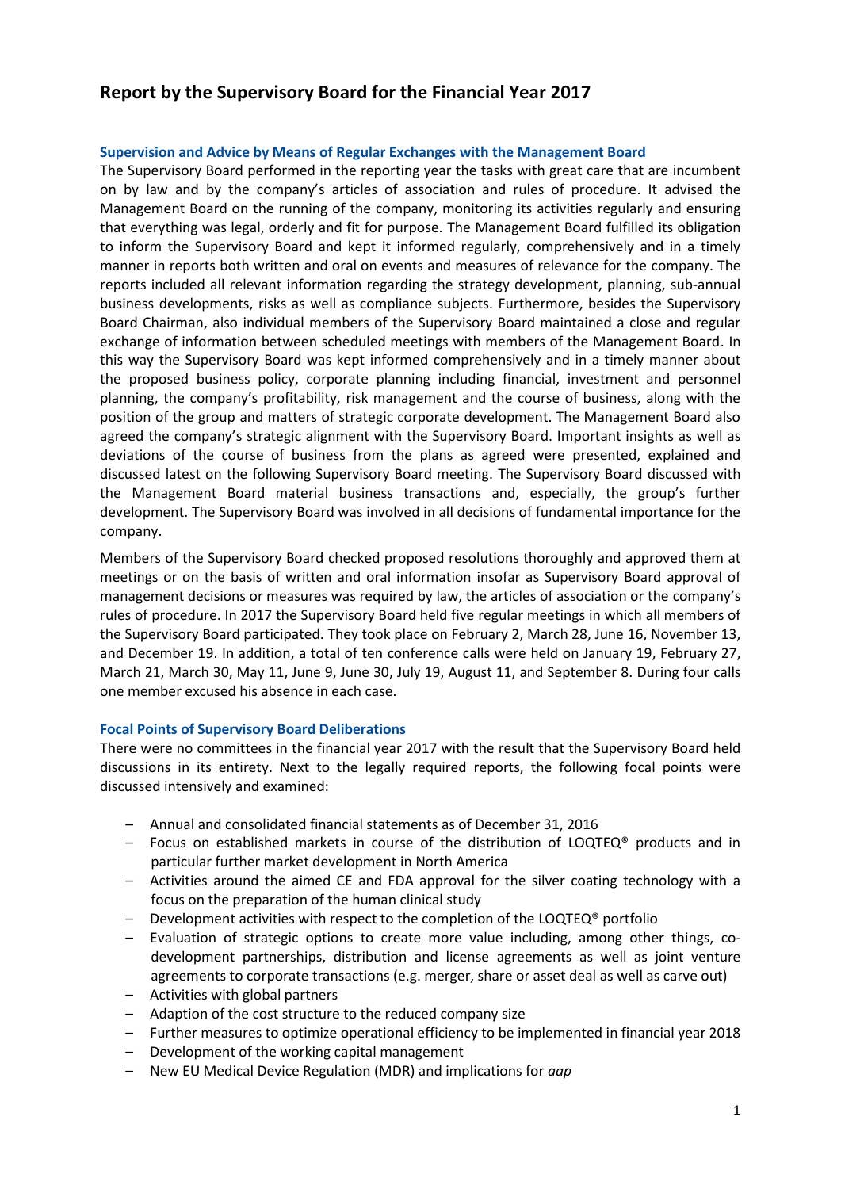# Report by the Supervisory Board for the Financial Year 2017

### Supervision and Advice by Means of Regular Exchanges with the Management Board

The Supervisory Board performed in the reporting year the tasks with great care that are incumbent on by law and by the company's articles of association and rules of procedure. It advised the Management Board on the running of the company, monitoring its activities regularly and ensuring that everything was legal, orderly and fit for purpose. The Management Board fulfilled its obligation to inform the Supervisory Board and kept it informed regularly, comprehensively and in a timely manner in reports both written and oral on events and measures of relevance for the company. The reports included all relevant information regarding the strategy development, planning, sub-annual business developments, risks as well as compliance subjects. Furthermore, besides the Supervisory Board Chairman, also individual members of the Supervisory Board maintained a close and regular exchange of information between scheduled meetings with members of the Management Board. In this way the Supervisory Board was kept informed comprehensively and in a timely manner about the proposed business policy, corporate planning including financial, investment and personnel planning, the company's profitability, risk management and the course of business, along with the position of the group and matters of strategic corporate development. The Management Board also agreed the company's strategic alignment with the Supervisory Board. Important insights as well as deviations of the course of business from the plans as agreed were presented, explained and discussed latest on the following Supervisory Board meeting. The Supervisory Board discussed with the Management Board material business transactions and, especially, the group's further development. The Supervisory Board was involved in all decisions of fundamental importance for the company.

Members of the Supervisory Board checked proposed resolutions thoroughly and approved them at meetings or on the basis of written and oral information insofar as Supervisory Board approval of management decisions or measures was required by law, the articles of association or the company's rules of procedure. In 2017 the Supervisory Board held five regular meetings in which all members of the Supervisory Board participated. They took place on February 2, March 28, June 16, November 13, and December 19. In addition, a total of ten conference calls were held on January 19, February 27, March 21, March 30, May 11, June 9, June 30, July 19, August 11, and September 8. During four calls one member excused his absence in each case.

### Focal Points of Supervisory Board Deliberations

There were no committees in the financial year 2017 with the result that the Supervisory Board held discussions in its entirety. Next to the legally required reports, the following focal points were discussed intensively and examined:

- Annual and consolidated financial statements as of December 31, 2016
- Focus on established markets in course of the distribution of LOQTEQ® products and in particular further market development in North America
- Activities around the aimed CE and FDA approval for the silver coating technology with a focus on the preparation of the human clinical study
- Development activities with respect to the completion of the LOQTEQ® portfolio
- Evaluation of strategic options to create more value including, among other things, co-development partnerships, distribution and license agreements as well as joint venture agreements to corporate transactions (e.g. merger, share or asset deal as well as carve out)
- Activities with global partners
- Adaption of the cost structure to the reduced company size
- Further measures to optimize operational efficiency to be implemented in financial year 2018
- Development of the working capital management
- New EU Medical Device Regulation (MDR) and implications for *aap*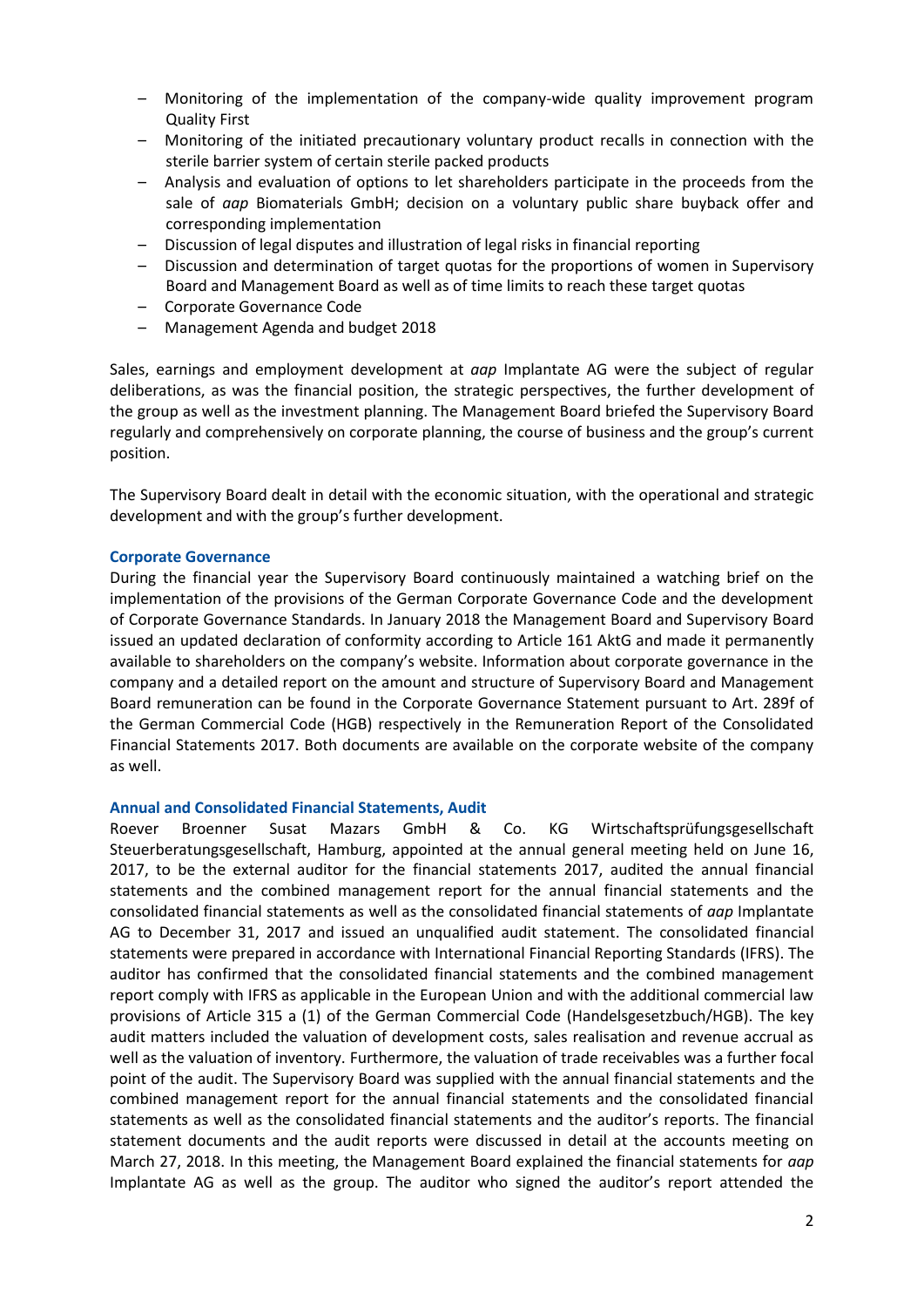- Monitoring of the implementation of the company-wide quality improvement program Quality First
- Monitoring of the initiated precautionary voluntary product recalls in connection with the sterile barrier system of certain sterile packed products
- Analysis and evaluation of options to let shareholders participate in the proceeds from the sale of *aap* Biomaterials GmbH; decision on a voluntary public share buyback offer and corresponding implementation
- Discussion of legal disputes and illustration of legal risks in financial reporting
- Discussion and determination of target quotas for the proportions of women in Supervisory Board and Management Board as well as of time limits to reach these target quotas
- Corporate Governance Code
- Management Agenda and budget 2018

Sales, earnings and employment development at *aap* Implantate AG were the subject of regular deliberations, as was the financial position, the strategic perspectives, the further development of the group as well as the investment planning. The Management Board briefed the Supervisory Board regularly and comprehensively on corporate planning, the course of business and the group's current position.

The Supervisory Board dealt in detail with the economic situation, with the operational and strategic development and with the group's further development.

## Corporate Governance

During the financial year the Supervisory Board continuously maintained a watching brief on the implementation of the provisions of the German Corporate Governance Code and the development of Corporate Governance Standards. In January 2018 the Management Board and Supervisory Board issued an updated declaration of conformity according to Article 161 AktG and made it permanently available to shareholders on the company's website. Information about corporate governance in the company and a detailed report on the amount and structure of Supervisory Board and Management Board remuneration can be found in the Corporate Governance Statement pursuant to Art. 289f of the German Commercial Code (HGB) respectively in the Remuneration Report of the Consolidated Financial Statements 2017. Both documents are available on the corporate website of the company as well.

## Annual and Consolidated Financial Statements, Audit

Roever Broenner Susat Mazars GmbH & Co. KG Wirtschaftsprüfungsgesellschaft Steuerberatungsgesellschaft, Hamburg, appointed at the annual general meeting held on June 16, 2017, to be the external auditor for the financial statements 2017, audited the annual financial statements and the combined management report for the annual financial statements and the consolidated financial statements as well as the consolidated financial statements of *aap* Implantate AG to December 31, 2017 and issued an unqualified audit statement. The consolidated financial statements were prepared in accordance with International Financial Reporting Standards (IFRS). The auditor has confirmed that the consolidated financial statements and the combined management report comply with IFRS as applicable in the European Union and with the additional commercial law provisions of Article 315 a (1) of the German Commercial Code (Handelsgesetzbuch/HGB). The key audit matters included the valuation of development costs, sales realisation and revenue accrual as well as the valuation of inventory. Furthermore, the valuation of trade receivables was a further focal point of the audit. The Supervisory Board was supplied with the annual financial statements and the combined management report for the annual financial statements and the consolidated financial statements as well as the consolidated financial statements and the auditor's reports. The financial statement documents and the audit reports were discussed in detail at the accounts meeting on March 27, 2018. In this meeting, the Management Board explained the financial statements for *aap* Implantate AG as well as the group. The auditor who signed the auditor's report attended the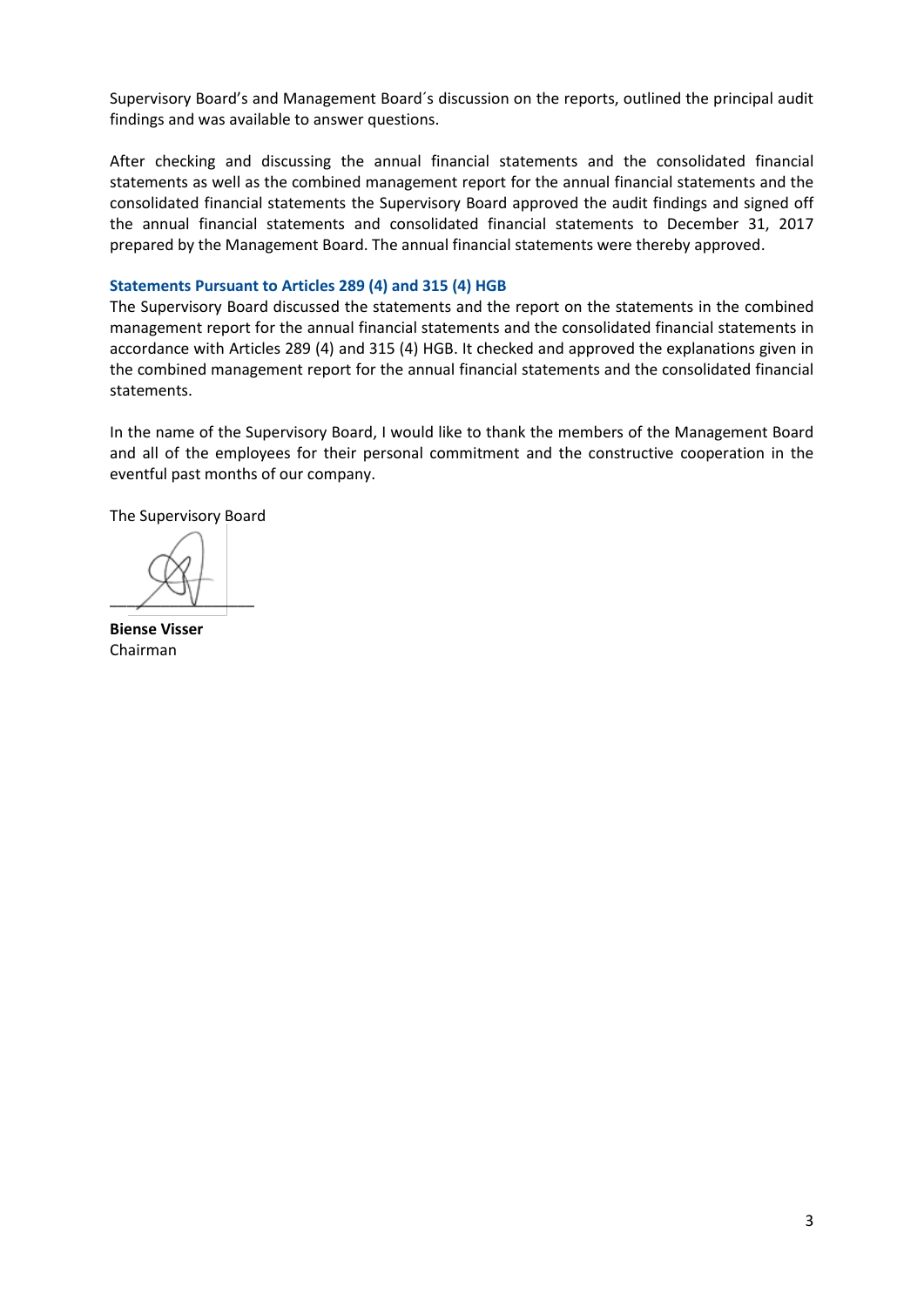Supervisory Board's and Management Board´s discussion on the reports, outlined the principal audit findings and was available to answer questions.

After checking and discussing the annual financial statements and the consolidated financial statements as well as the combined management report for the annual financial statements and the consolidated financial statements the Supervisory Board approved the audit findings and signed off the annual financial statements and consolidated financial statements to December 31, 2017 prepared by the Management Board. The annual financial statements were thereby approved.

### Statements Pursuant to Articles 289 (4) and 315 (4) HGB

The Supervisory Board discussed the statements and the report on the statements in the combined management report for the annual financial statements and the consolidated financial statements in accordance with Articles 289 (4) and 315 (4) HGB. It checked and approved the explanations given in the combined management report for the annual financial statements and the consolidated financial statements.

In the name of the Supervisory Board, I would like to thank the members of the Management Board and all of the employees for their personal commitment and the constructive cooperation in the eventful past months of our company.

The Supervisory Board

**Biense Visser**
Chairman